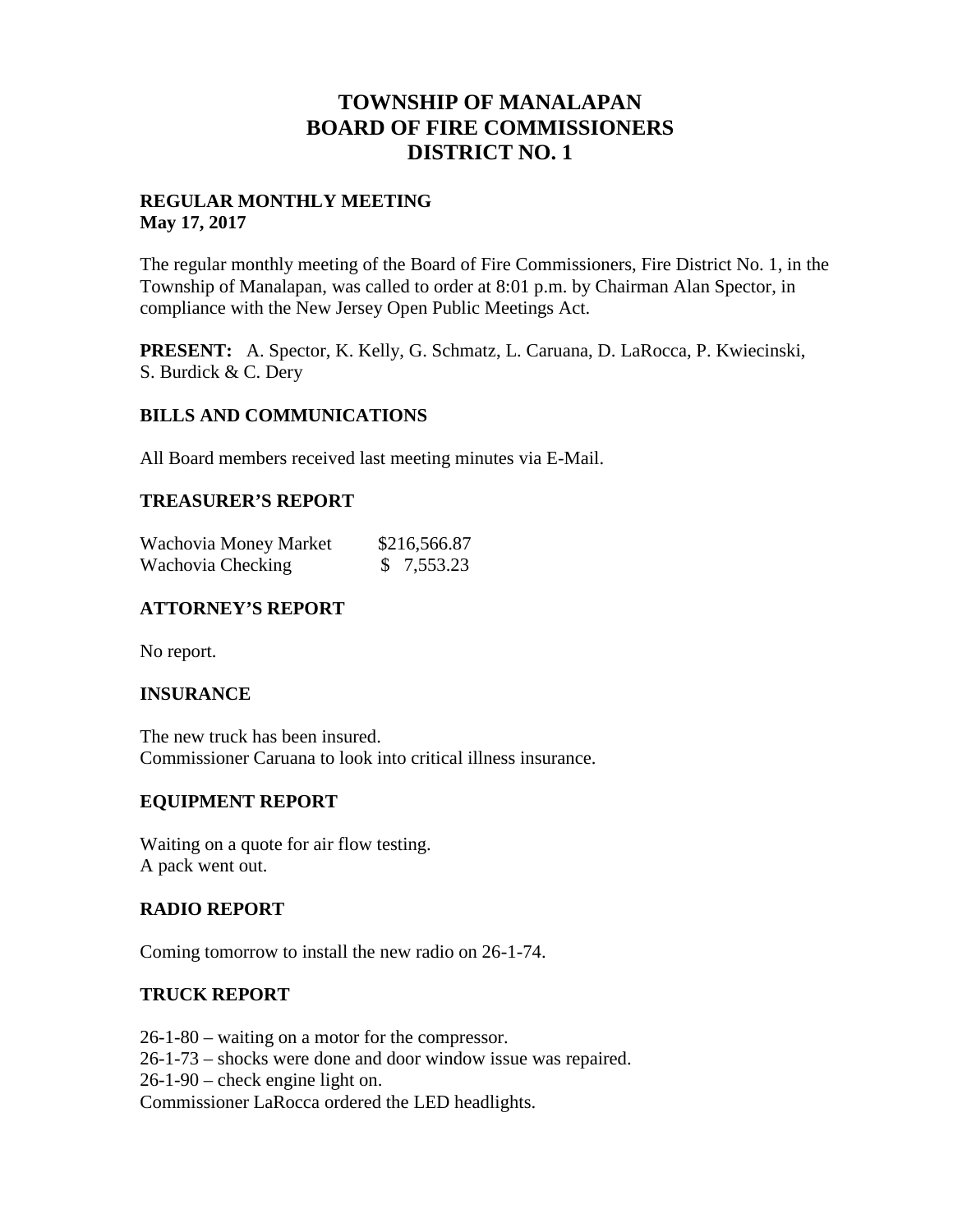# TOWNSHIP OF MANALAPAN
# BOARD OF FIRE COMMISSIONERS
# DISTRICT NO. 1

**REGULAR MONTHLY MEETING**
**May 17, 2017**

The regular monthly meeting of the Board of Fire Commissioners, Fire District No. 1, in the Township of Manalapan, was called to order at 8:01 p.m. by Chairman Alan Spector, in compliance with the New Jersey Open Public Meetings Act.

**PRESENT:** A. Spector, K. Kelly, G. Schmatz, L. Caruana, D. LaRocca, P. Kwiecinski, S. Burdick & C. Dery

## BILLS AND COMMUNICATIONS

All Board members received last meeting minutes via E-Mail.

## TREASURER'S REPORT

| | |
|---|---|
| Wachovia Money Market | $216,566.87 |
| Wachovia Checking | $ 7,553.23 |

## ATTORNEY'S REPORT

No report.

## INSURANCE

The new truck has been insured.
Commissioner Caruana to look into critical illness insurance.

## EQUIPMENT REPORT

Waiting on a quote for air flow testing.
A pack went out.

## RADIO REPORT

Coming tomorrow to install the new radio on 26-1-74.

## TRUCK REPORT

26-1-80 – waiting on a motor for the compressor.
26-1-73 – shocks were done and door window issue was repaired.
26-1-90 – check engine light on.
Commissioner LaRocca ordered the LED headlights.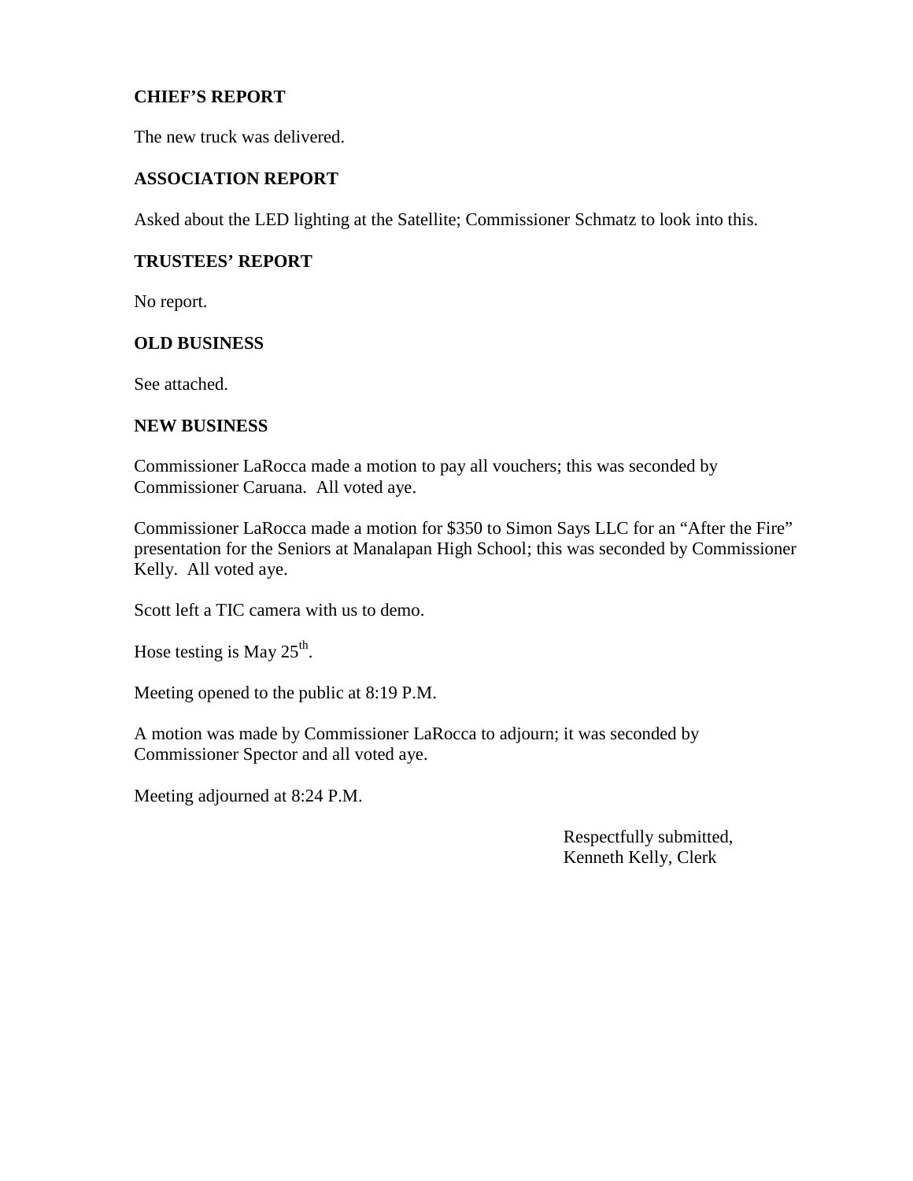## CHIEF'S REPORT

The new truck was delivered.

## ASSOCIATION REPORT

Asked about the LED lighting at the Satellite; Commissioner Schmatz to look into this.

## TRUSTEES' REPORT

No report.

## OLD BUSINESS

See attached.

## NEW BUSINESS

Commissioner LaRocca made a motion to pay all vouchers; this was seconded by Commissioner Caruana. All voted aye.

Commissioner LaRocca made a motion for $350 to Simon Says LLC for an "After the Fire" presentation for the Seniors at Manalapan High School; this was seconded by Commissioner Kelly. All voted aye.

Scott left a TIC camera with us to demo.

Hose testing is May 25th.

Meeting opened to the public at 8:19 P.M.

A motion was made by Commissioner LaRocca to adjourn; it was seconded by Commissioner Spector and all voted aye.

Meeting adjourned at 8:24 P.M.

Respectfully submitted,
Kenneth Kelly, Clerk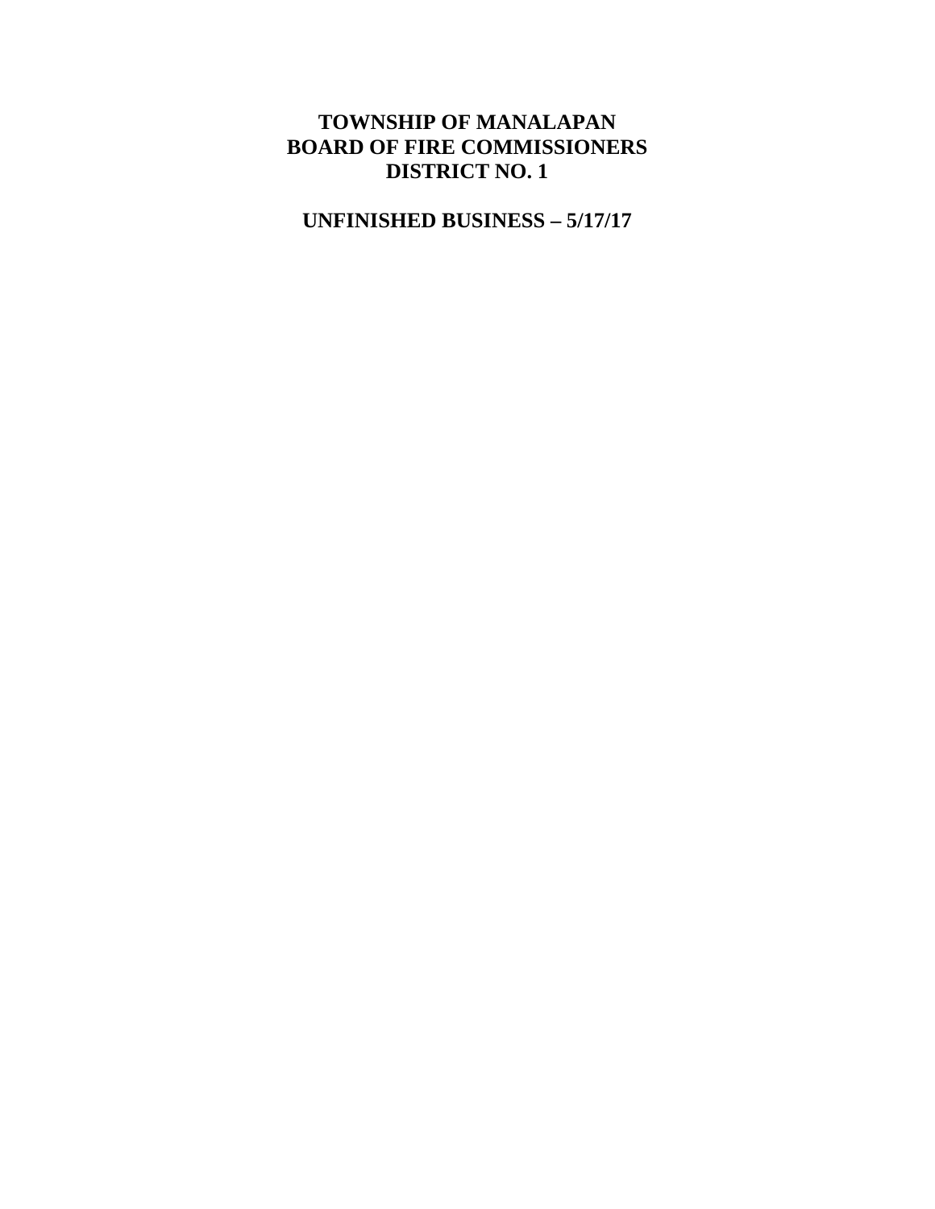# TOWNSHIP OF MANALAPAN
# BOARD OF FIRE COMMISSIONERS
# DISTRICT NO. 1

## UNFINISHED BUSINESS – 5/17/17